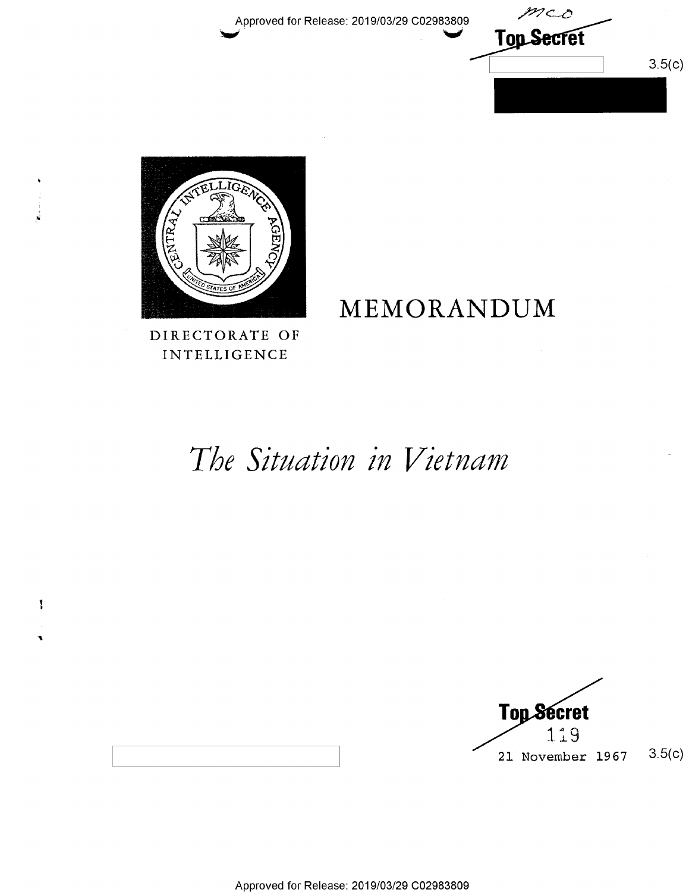Approved for Release: 2019/03/29 C02983809

mco

**Top Secret**

3.5(c)

DIRECTORATE OF INTELLIGENCE

# MEMORANDUM

# *The Situation in Vietnam*

**Top Secret**

119

21 November 1967

3.5(c)

Approved for Release: 2019/03/29 C02983809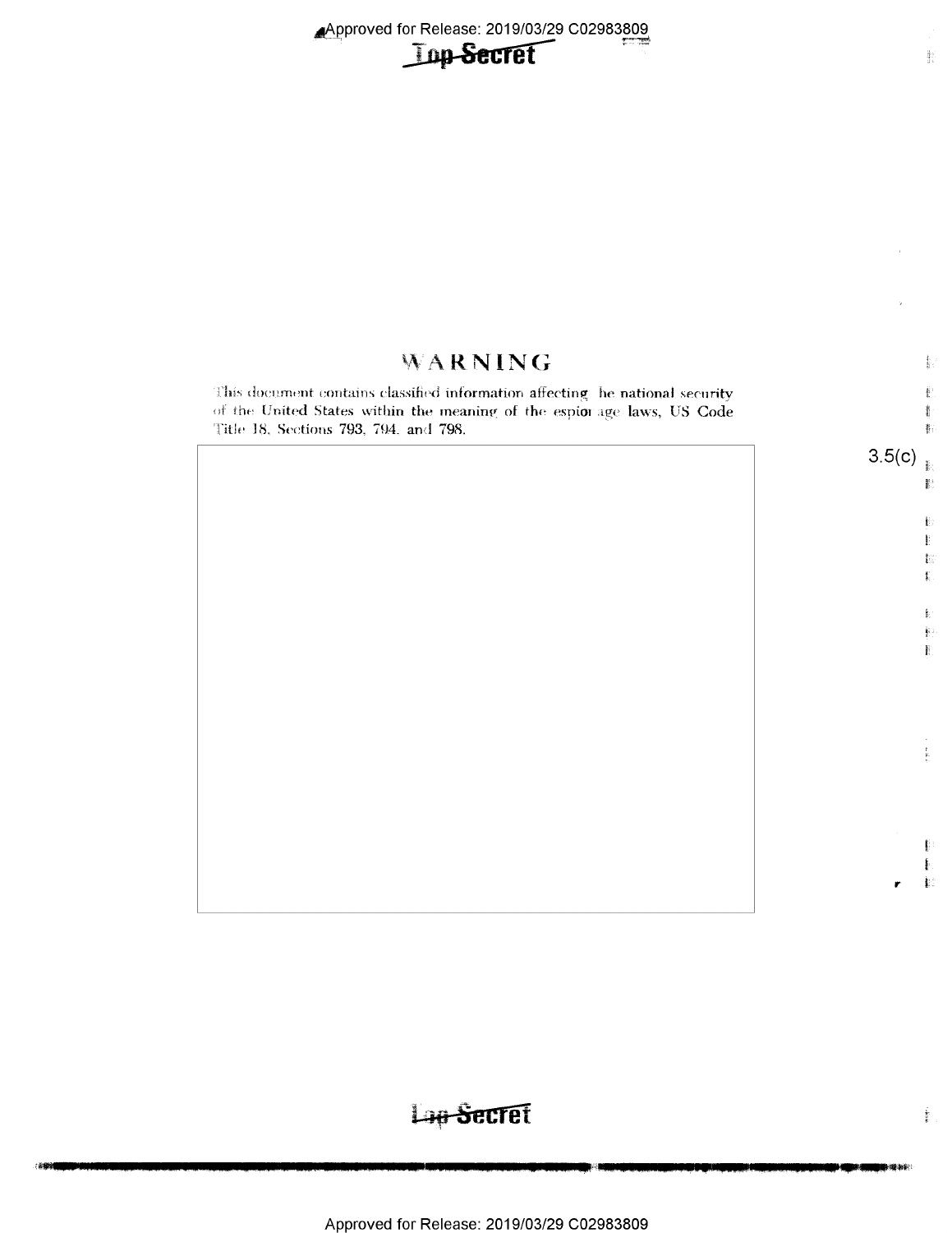# WARNING

This document contains classified information affecting the national security of the United States within the meaning of the espionage laws, US Code Title 18, Sections 793, 794, and 798.

3.5(c)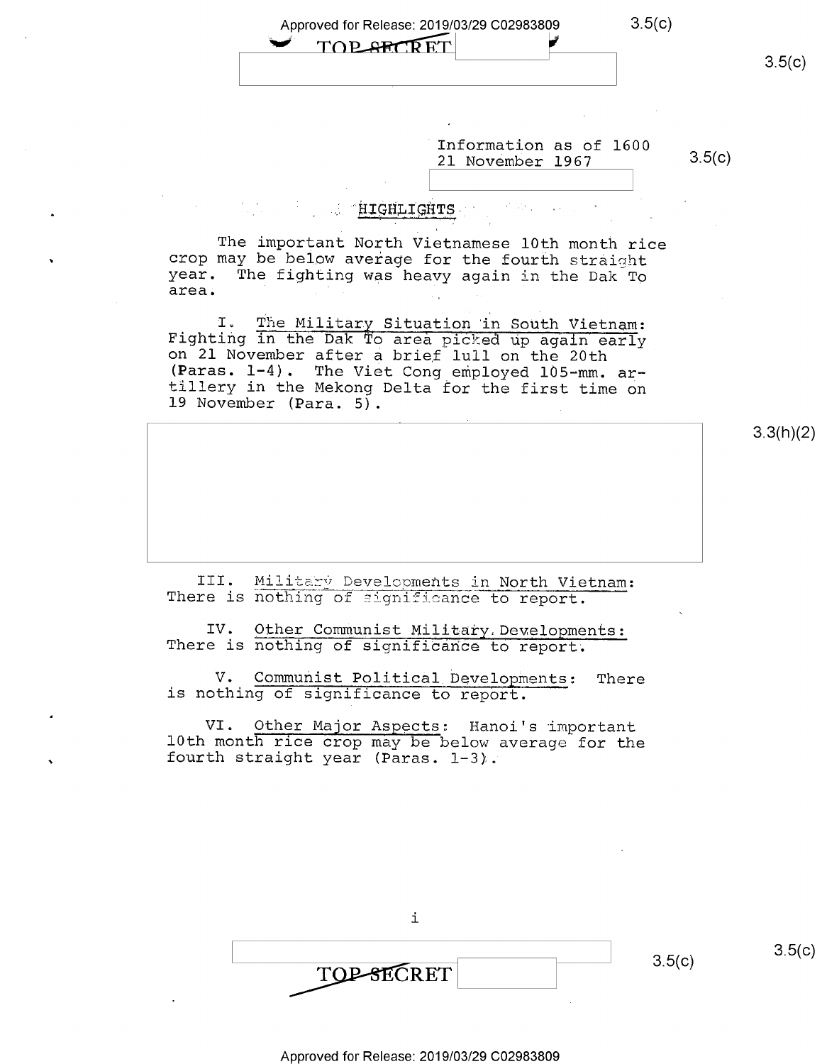Information as of 1600
21 November 1967

## HIGHLIGHTS

The important North Vietnamese 10th month rice crop may be below average for the fourth straight year. The fighting was heavy again in the Dak To area.

I. The Military Situation in South Vietnam: Fighting in the Dak To area picked up again early on 21 November after a brief lull on the 20th (Paras. 1-4). The Viet Cong employed 105-mm. artillery in the Mekong Delta for the first time on 19 November (Para. 5).

III. Military Developments in North Vietnam: There is nothing of significance to report.

IV. Other Communist Military Developments: There is nothing of significance to report.

V. Communist Political Developments: There is nothing of significance to report.

VI. Other Major Aspects: Hanoi's important 10th month rice crop may be below average for the fourth straight year (Paras. 1-3).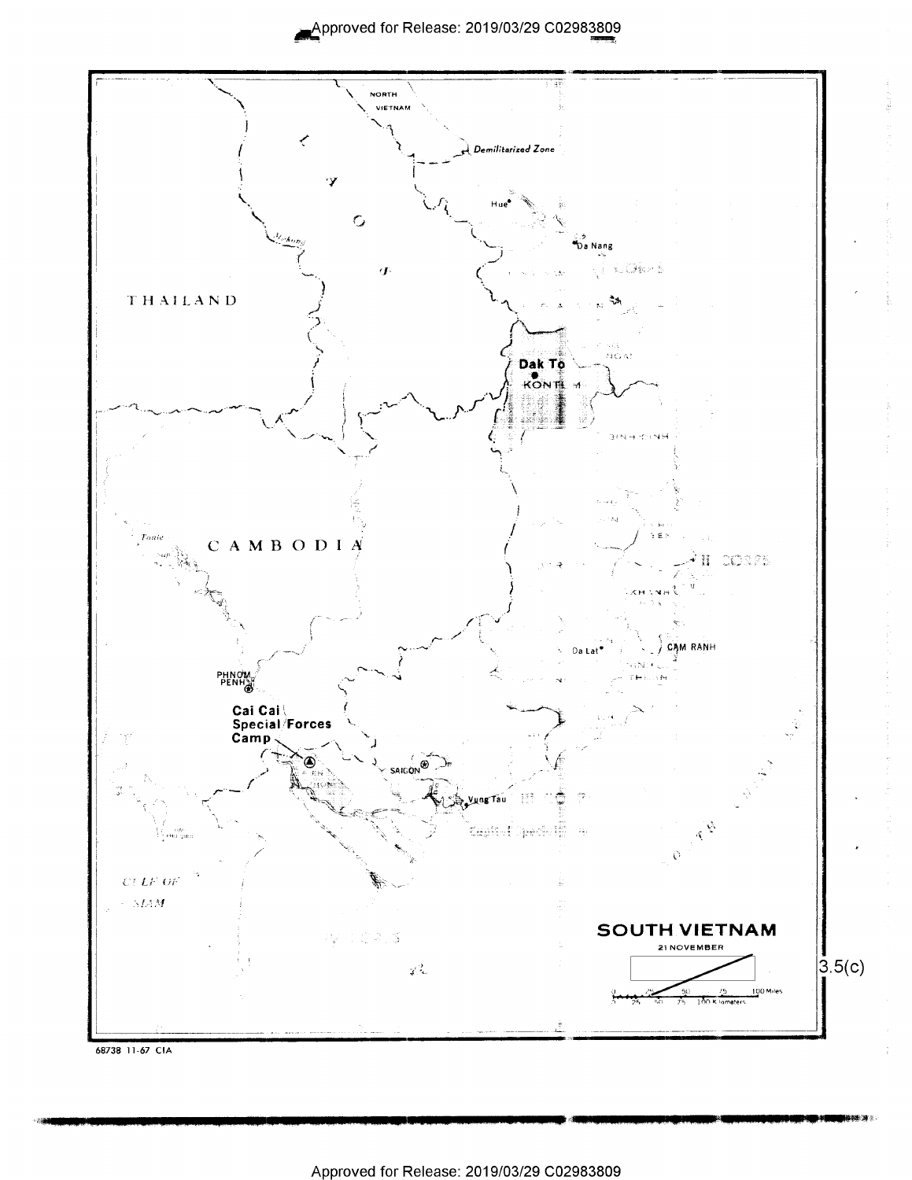NORTH VIETNAM

Demilitarized Zone

LAOS

Hue

Da Nang

THAILAND

Dak To

KONTUM

BINH DINH

CAMBODIA

II CORPS

KHANH HOA

Da Lat

CAM RANH

PHNOM PENH

Cai Cai Special Forces Camp

SAIGON

Vung Tau

GULF OF SIAM

**SOUTH VIETNAM**

21 NOVEMBER

3.5(c)

0 25 50 75 100 Miles

0 25 50 75 100 Kilometers

68738 11-67 CIA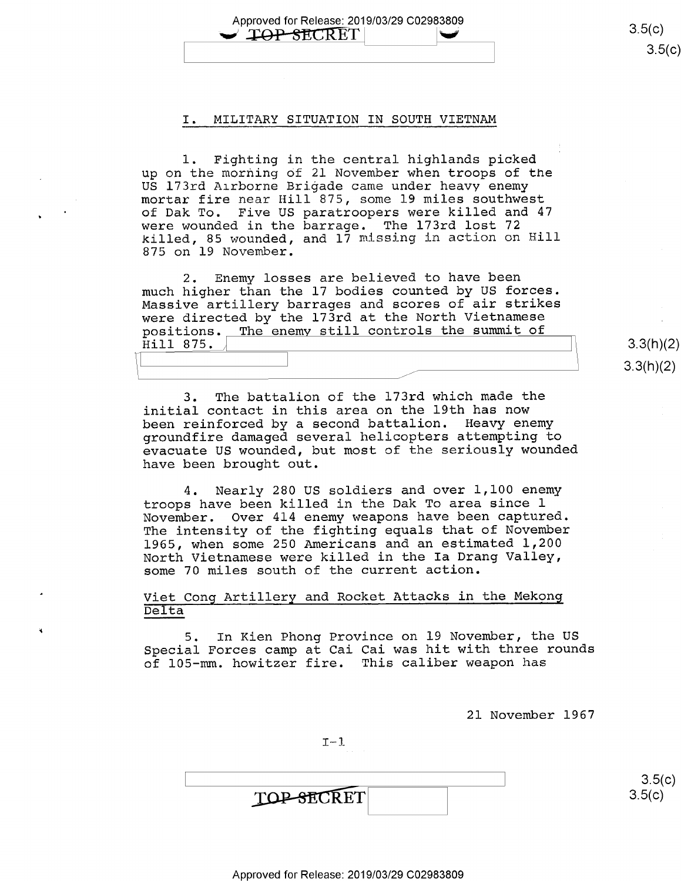## I. MILITARY SITUATION IN SOUTH VIETNAM

1. Fighting in the central highlands picked up on the morning of 21 November when troops of the US 173rd Airborne Brigade came under heavy enemy mortar fire near Hill 875, some 19 miles southwest of Dak To. Five US paratroopers were killed and 47 were wounded in the barrage. The 173rd lost 72 killed, 85 wounded, and 17 missing in action on Hill 875 on 19 November.

2. Enemy losses are believed to have been much higher than the 17 bodies counted by US forces. Massive artillery barrages and scores of air strikes were directed by the 173rd at the North Vietnamese positions. The enemy still controls the summit of Hill 875.

3. The battalion of the 173rd which made the initial contact in this area on the 19th has now been reinforced by a second battalion. Heavy enemy groundfire damaged several helicopters attempting to evacuate US wounded, but most of the seriously wounded have been brought out.

4. Nearly 280 US soldiers and over 1,100 enemy troops have been killed in the Dak To area since 1 November. Over 414 enemy weapons have been captured. The intensity of the fighting equals that of November 1965, when some 250 Americans and an estimated 1,200 North Vietnamese were killed in the Ia Drang Valley, some 70 miles south of the current action.

### Viet Cong Artillery and Rocket Attacks in the Mekong Delta

5. In Kien Phong Province on 19 November, the US Special Forces camp at Cai Cai was hit with three rounds of 105-mm. howitzer fire. This caliber weapon has

21 November 1967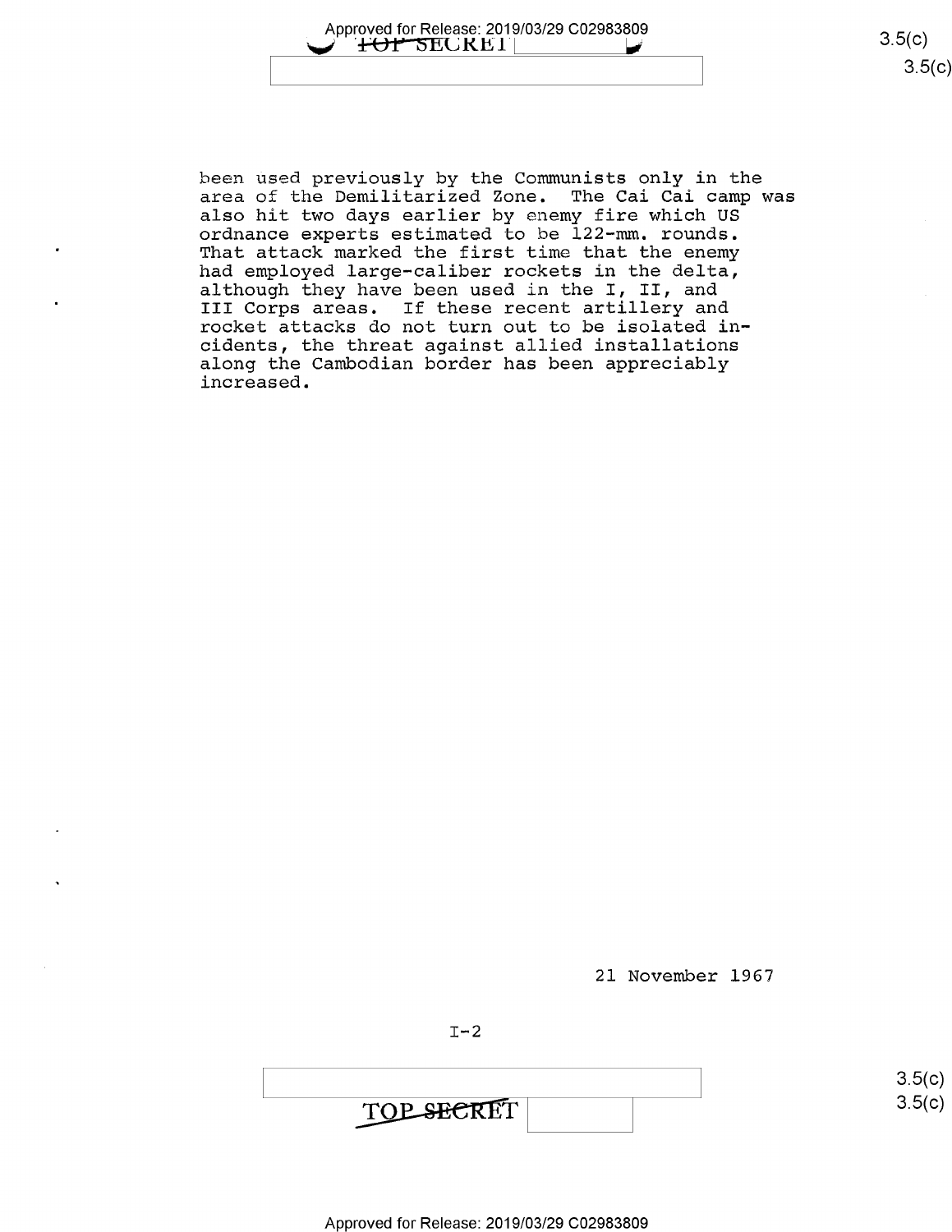been used previously by the Communists only in the area of the Demilitarized Zone. The Cai Cai camp was also hit two days earlier by enemy fire which US ordnance experts estimated to be 122-mm. rounds. That attack marked the first time that the enemy had employed large-caliber rockets in the delta, although they have been used in the I, II, and III Corps areas. If these recent artillery and rocket attacks do not turn out to be isolated incidents, the threat against allied installations along the Cambodian border has been appreciably increased.

21 November 1967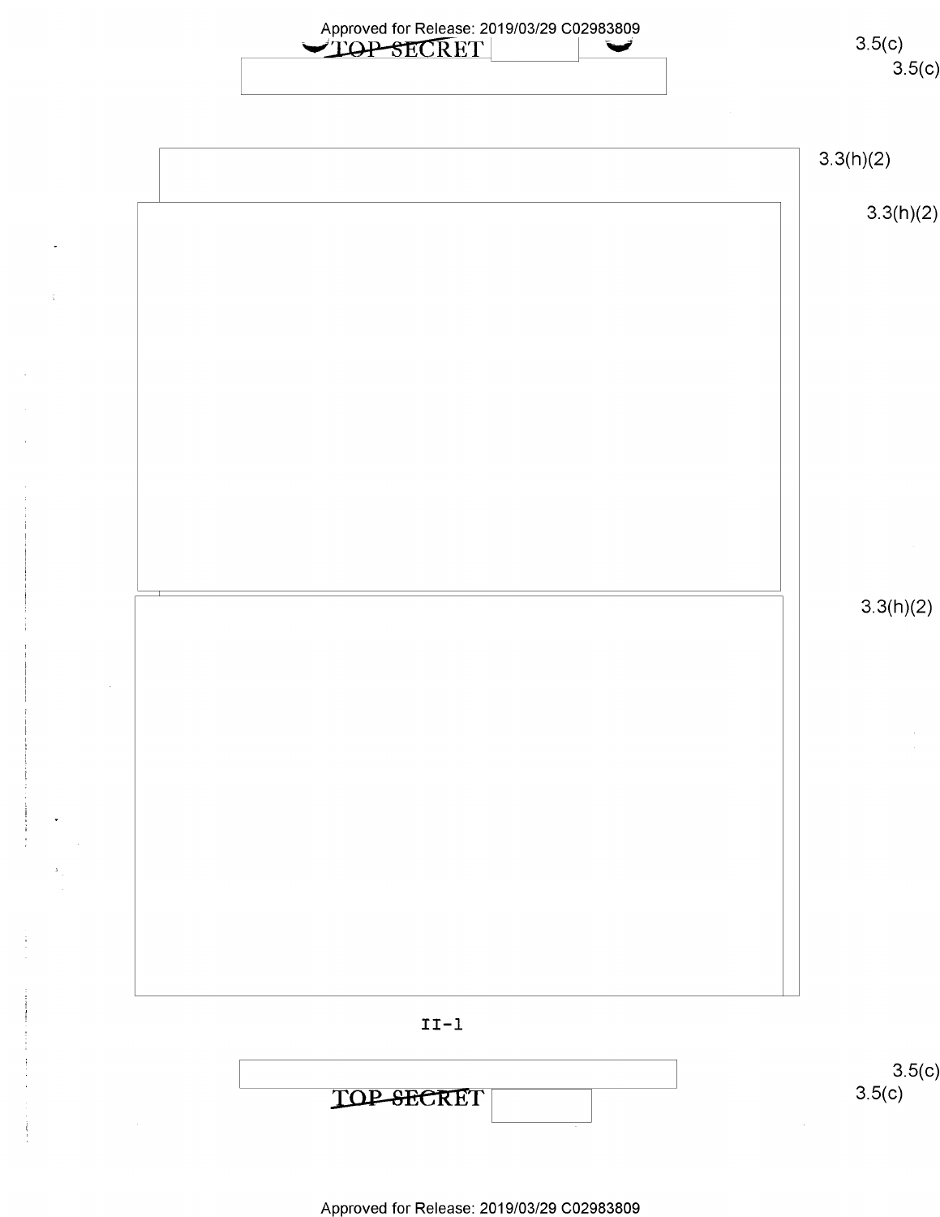TOP SECRET

3.5(c)

3.5(c)

3.3(h)(2)

3.3(h)(2)

3.3(h)(2)

II-1

3.5(c)

TOP SECRET

3.5(c)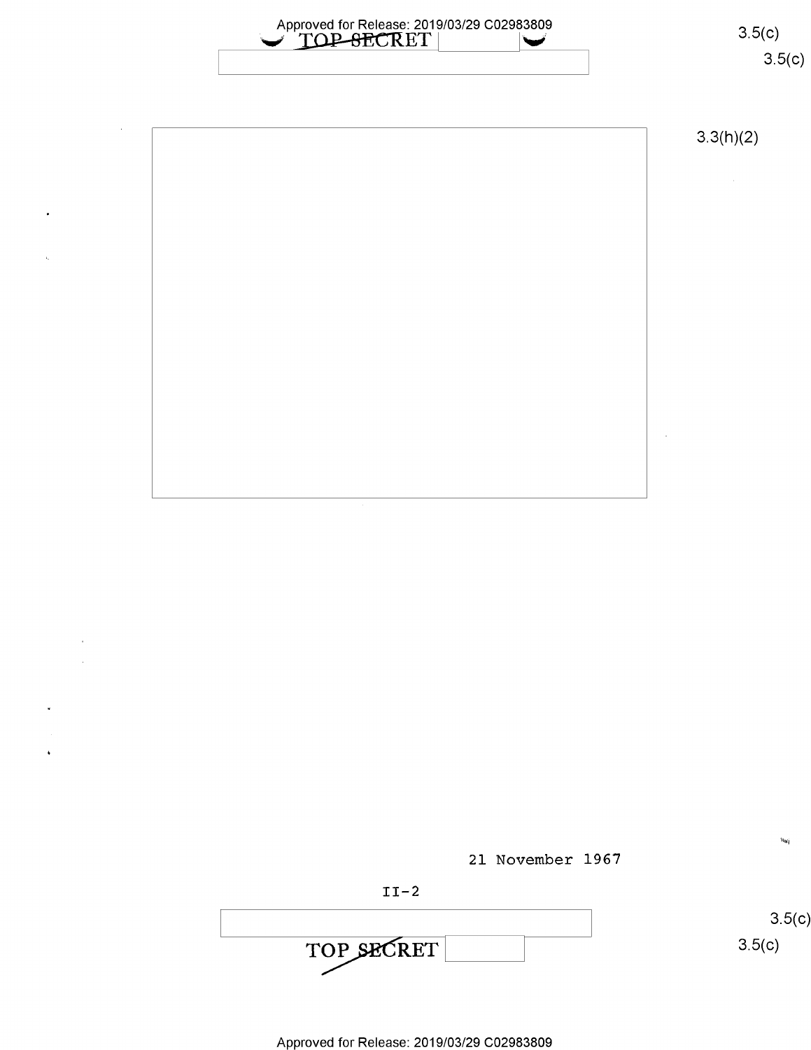TOP SECRET

3.5(c)

3.5(c)

3.3(h)(2)

21 November 1967

II-2

3.5(c)

3.5(c)

TOP SECRET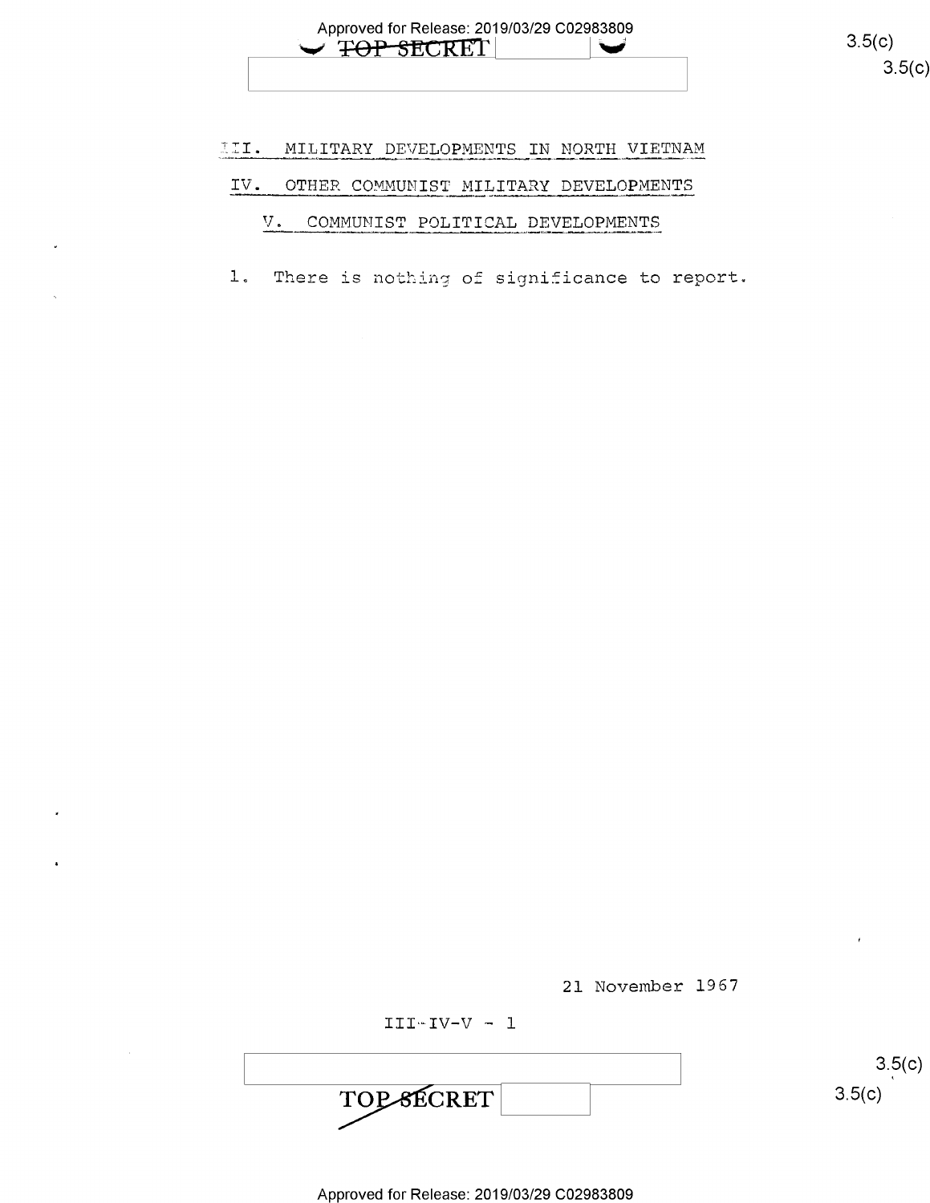## III. MILITARY DEVELOPMENTS IN NORTH VIETNAM

## IV. OTHER COMMUNIST MILITARY DEVELOPMENTS

## V. COMMUNIST POLITICAL DEVELOPMENTS

1. There is nothing of significance to report.

21 November 1967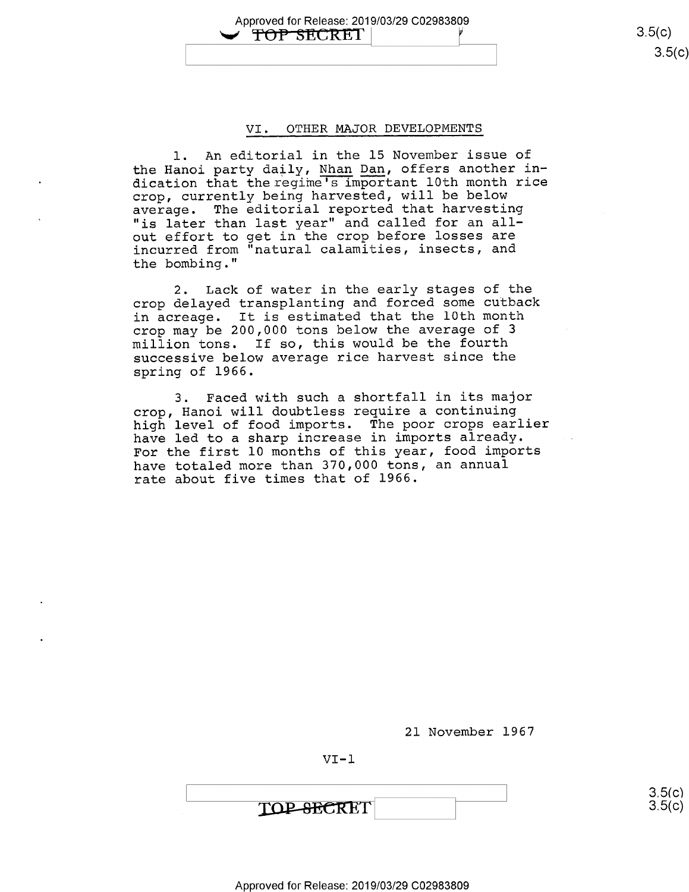## VI. OTHER MAJOR DEVELOPMENTS

1. An editorial in the 15 November issue of the Hanoi party daily, Nhan Dan, offers another indication that the regime's important 10th month rice crop, currently being harvested, will be below average. The editorial reported that harvesting "is later than last year" and called for an all-out effort to get in the crop before losses are incurred from "natural calamities, insects, and the bombing."

2. Lack of water in the early stages of the crop delayed transplanting and forced some cutback in acreage. It is estimated that the 10th month crop may be 200,000 tons below the average of 3 million tons. If so, this would be the fourth successive below average rice harvest since the spring of 1966.

3. Faced with such a shortfall in its major crop, Hanoi will doubtless require a continuing high level of food imports. The poor crops earlier have led to a sharp increase in imports already. For the first 10 months of this year, food imports have totaled more than 370,000 tons, an annual rate about five times that of 1966.

21 November 1967